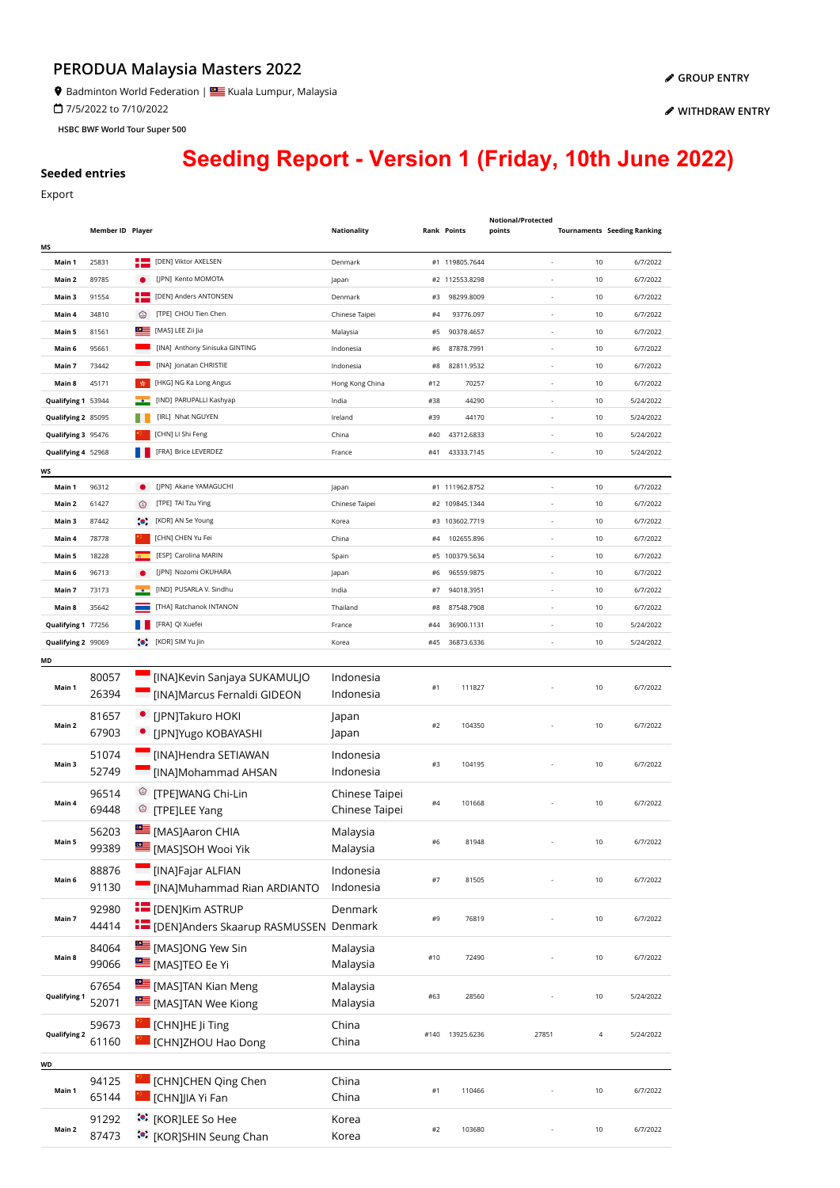# PERODUA Malaysia Masters 2022

Badminton World Federation | Kuala Lumpur, Malaysia

7/5/2022 to 7/10/2022

HSBC BWF World Tour Super 500

GROUP ENTRY

WITHDRAW ENTRY

## Seeding Report - Version 1 (Friday, 10th June 2022)

### Seeded entries

Export

| | Member ID | Player | Nationality | Rank | Points | Notional/Protected points | Tournaments | Seeding Ranking |
|---|---|---|---|---|---|---|---|---|
| **MS** | | | | | | | | |
| Main 1 | 25831 | [DEN] Viktor AXELSEN | Denmark | #1 | 119805.7644 | - | 10 | 6/7/2022 |
| Main 2 | 89785 | [JPN] Kento MOMOTA | Japan | #2 | 112553.8298 | - | 10 | 6/7/2022 |
| Main 3 | 91554 | [DEN] Anders ANTONSEN | Denmark | #3 | 98299.8009 | - | 10 | 6/7/2022 |
| Main 4 | 34810 | [TPE] CHOU Tien Chen | Chinese Taipei | #4 | 93776.097 | - | 10 | 6/7/2022 |
| Main 5 | 81561 | [MAS] LEE Zii Jia | Malaysia | #5 | 90378.4657 | - | 10 | 6/7/2022 |
| Main 6 | 95661 | [INA] Anthony Sinisuka GINTING | Indonesia | #6 | 87878.7991 | - | 10 | 6/7/2022 |
| Main 7 | 73442 | [INA] Jonatan CHRISTIE | Indonesia | #8 | 82811.9532 | - | 10 | 6/7/2022 |
| Main 8 | 45171 | [HKG] NG Ka Long Angus | Hong Kong China | #12 | 70257 | - | 10 | 6/7/2022 |
| Qualifying 1 | 53944 | [IND] PARUPALLI Kashyap | India | #38 | 44290 | - | 10 | 5/24/2022 |
| Qualifying 2 | 85095 | [IRL] Nhat NGUYEN | Ireland | #39 | 44170 | - | 10 | 5/24/2022 |
| Qualifying 3 | 95476 | [CHN] LI Shi Feng | China | #40 | 43712.6833 | - | 10 | 5/24/2022 |
| Qualifying 4 | 52968 | [FRA] Brice LEVERDEZ | France | #41 | 43333.7145 | - | 10 | 5/24/2022 |
| **WS** | | | | | | | | |
| Main 1 | 96312 | [JPN] Akane YAMAGUCHI | Japan | #1 | 111962.8752 | - | 10 | 6/7/2022 |
| Main 2 | 61427 | [TPE] TAI Tzu Ying | Chinese Taipei | #2 | 109845.1344 | - | 10 | 6/7/2022 |
| Main 3 | 87442 | [KOR] AN Se Young | Korea | #3 | 103602.7719 | - | 10 | 6/7/2022 |
| Main 4 | 78778 | [CHN] CHEN Yu Fei | China | #4 | 102655.896 | - | 10 | 6/7/2022 |
| Main 5 | 18228 | [ESP] Carolina MARIN | Spain | #5 | 100379.5634 | - | 10 | 6/7/2022 |
| Main 6 | 96713 | [JPN] Nozomi OKUHARA | Japan | #6 | 96559.9875 | - | 10 | 6/7/2022 |
| Main 7 | 73173 | [IND] PUSARLA V. Sindhu | India | #7 | 94018.3951 | - | 10 | 6/7/2022 |
| Main 8 | 35642 | [THA] Ratchanok INTANON | Thailand | #8 | 87548.7908 | - | 10 | 6/7/2022 |
| Qualifying 1 | 77256 | [FRA] QI Xuefei | France | #44 | 36900.1131 | - | 10 | 5/24/2022 |
| Qualifying 2 | 99069 | [KOR] SIM Yu Jin | Korea | #45 | 36873.6336 | - | 10 | 5/24/2022 |
| **MD** | | | | | | | | |
| Main 1 | 80057<br>26394 | [INA]Kevin Sanjaya SUKAMULJO<br>[INA]Marcus Fernaldi GIDEON | Indonesia<br>Indonesia | #1 | 111827 | - | 10 | 6/7/2022 |
| Main 2 | 81657<br>67903 | [JPN]Takuro HOKI<br>[JPN]Yugo KOBAYASHI | Japan<br>Japan | #2 | 104350 | - | 10 | 6/7/2022 |
| Main 3 | 51074<br>52749 | [INA]Hendra SETIAWAN<br>[INA]Mohammad AHSAN | Indonesia<br>Indonesia | #3 | 104195 | - | 10 | 6/7/2022 |
| Main 4 | 96514<br>69448 | [TPE]WANG Chi-Lin<br>[TPE]LEE Yang | Chinese Taipei<br>Chinese Taipei | #4 | 101668 | - | 10 | 6/7/2022 |
| Main 5 | 56203<br>99389 | [MAS]Aaron CHIA<br>[MAS]SOH Wooi Yik | Malaysia<br>Malaysia | #6 | 81948 | - | 10 | 6/7/2022 |
| Main 6 | 88876<br>91130 | [INA]Fajar ALFIAN<br>[INA]Muhammad Rian ARDIANTO | Indonesia<br>Indonesia | #7 | 81505 | - | 10 | 6/7/2022 |
| Main 7 | 92980<br>44414 | [DEN]Kim ASTRUP<br>[DEN]Anders Skaarup RASMUSSEN | Denmark<br>Denmark | #9 | 76819 | - | 10 | 6/7/2022 |
| Main 8 | 84064<br>99066 | [MAS]ONG Yew Sin<br>[MAS]TEO Ee Yi | Malaysia<br>Malaysia | #10 | 72490 | - | 10 | 6/7/2022 |
| Qualifying 1 | 67654<br>52071 | [MAS]TAN Kian Meng<br>[MAS]TAN Wee Kiong | Malaysia<br>Malaysia | #63 | 28560 | - | 10 | 5/24/2022 |
| Qualifying 2 | 59673<br>61160 | [CHN]HE Ji Ting<br>[CHN]ZHOU Hao Dong | China<br>China | #140 | 13925.6236 | 27851 | 4 | 5/24/2022 |
| **WD** | | | | | | | | |
| Main 1 | 94125<br>65144 | [CHN]CHEN Qing Chen<br>[CHN]JIA Yi Fan | China<br>China | #1 | 110466 | - | 10 | 6/7/2022 |
| Main 2 | 91292<br>87473 | [KOR]LEE So Hee<br>[KOR]SHIN Seung Chan | Korea<br>Korea | #2 | 103680 | - | 10 | 6/7/2022 |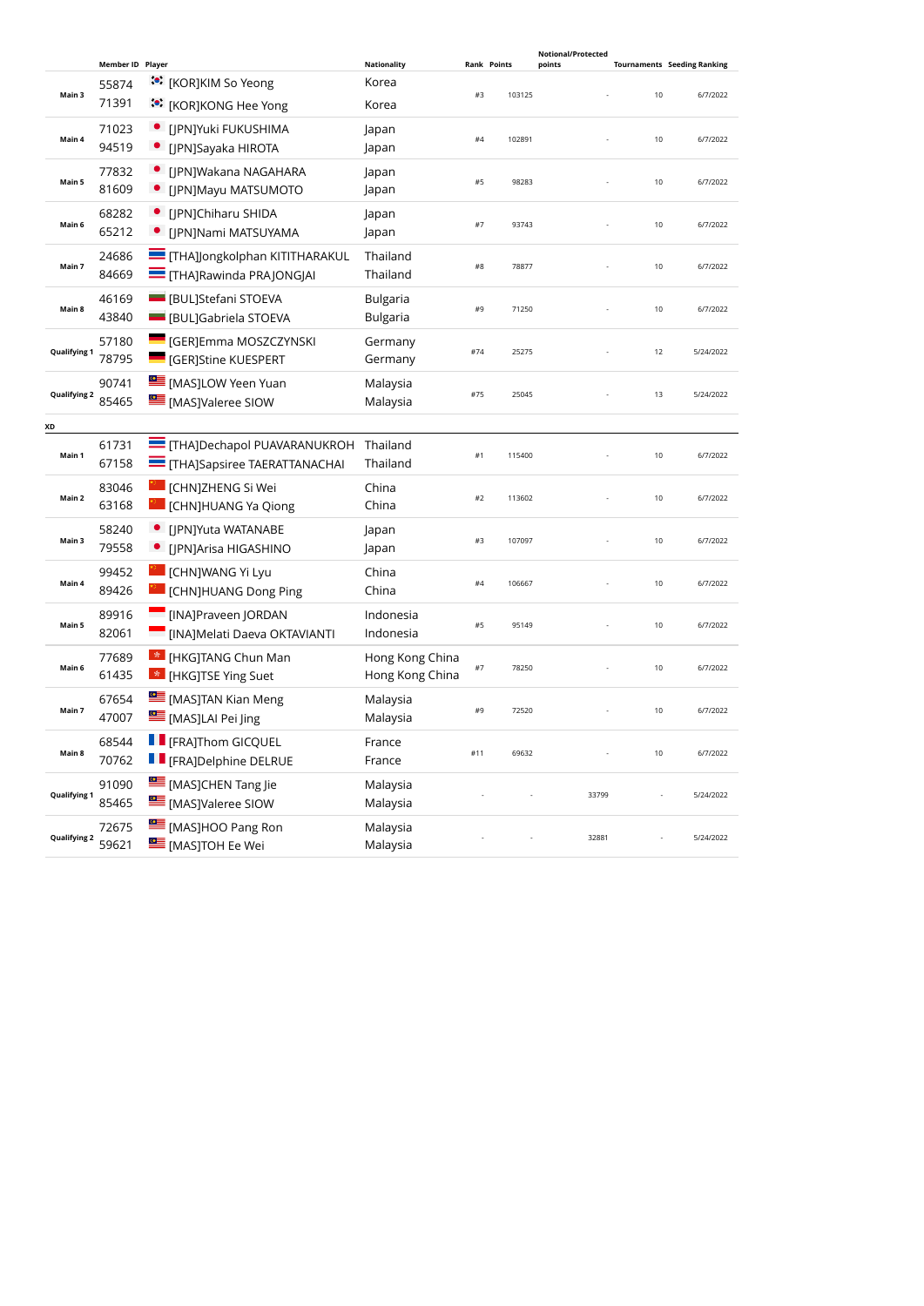| | Member ID | Player | Nationality | Rank | Points | Notional/Protected points | Tournaments | Seeding Ranking |
|---|---|---|---|---|---|---|---|---|
| Main 3 | 55874<br>71391 | [KOR]KIM So Yeong<br>[KOR]KONG Hee Yong | Korea<br>Korea | #3 | 103125 | - | 10 | 6/7/2022 |
| Main 4 | 71023<br>94519 | [JPN]Yuki FUKUSHIMA<br>[JPN]Sayaka HIROTA | Japan<br>Japan | #4 | 102891 | - | 10 | 6/7/2022 |
| Main 5 | 77832<br>81609 | [JPN]Wakana NAGAHARA<br>[JPN]Mayu MATSUMOTO | Japan<br>Japan | #5 | 98283 | - | 10 | 6/7/2022 |
| Main 6 | 68282<br>65212 | [JPN]Chiharu SHIDA<br>[JPN]Nami MATSUYAMA | Japan<br>Japan | #7 | 93743 | - | 10 | 6/7/2022 |
| Main 7 | 24686<br>84669 | [THA]Jongkolphan KITITHARAKUL<br>[THA]Rawinda PRAJONGJAI | Thailand<br>Thailand | #8 | 78877 | - | 10 | 6/7/2022 |
| Main 8 | 46169<br>43840 | [BUL]Stefani STOEVA<br>[BUL]Gabriela STOEVA | Bulgaria<br>Bulgaria | #9 | 71250 | - | 10 | 6/7/2022 |
| Qualifying 1 | 57180<br>78795 | [GER]Emma MOSZCZYNSKI<br>[GER]Stine KUESPERT | Germany<br>Germany | #74 | 25275 | - | 12 | 5/24/2022 |
| Qualifying 2 | 90741<br>85465 | [MAS]LOW Yeen Yuan<br>[MAS]Valeree SIOW | Malaysia<br>Malaysia | #75 | 25045 | - | 13 | 5/24/2022 |

**XD**

| | Member ID | Player | Nationality | Rank | Points | Notional/Protected points | Tournaments | Seeding Ranking |
|---|---|---|---|---|---|---|---|---|
| Main 1 | 61731<br>67158 | [THA]Dechapol PUAVARANUKROH<br>[THA]Sapsiree TAERATTANACHAI | Thailand<br>Thailand | #1 | 115400 | - | 10 | 6/7/2022 |
| Main 2 | 83046<br>63168 | [CHN]ZHENG Si Wei<br>[CHN]HUANG Ya Qiong | China<br>China | #2 | 113602 | - | 10 | 6/7/2022 |
| Main 3 | 58240<br>79558 | [JPN]Yuta WATANABE<br>[JPN]Arisa HIGASHINO | Japan<br>Japan | #3 | 107097 | - | 10 | 6/7/2022 |
| Main 4 | 99452<br>89426 | [CHN]WANG Yi Lyu<br>[CHN]HUANG Dong Ping | China<br>China | #4 | 106667 | - | 10 | 6/7/2022 |
| Main 5 | 89916<br>82061 | [INA]Praveen JORDAN<br>[INA]Melati Daeva OKTAVIANTI | Indonesia<br>Indonesia | #5 | 95149 | - | 10 | 6/7/2022 |
| Main 6 | 77689<br>61435 | [HKG]TANG Chun Man<br>[HKG]TSE Ying Suet | Hong Kong China<br>Hong Kong China | #7 | 78250 | - | 10 | 6/7/2022 |
| Main 7 | 67654<br>47007 | [MAS]TAN Kian Meng<br>[MAS]LAI Pei Jing | Malaysia<br>Malaysia | #9 | 72520 | - | 10 | 6/7/2022 |
| Main 8 | 68544<br>70762 | [FRA]Thom GICQUEL<br>[FRA]Delphine DELRUE | France<br>France | #11 | 69632 | - | 10 | 6/7/2022 |
| Qualifying 1 | 91090<br>85465 | [MAS]CHEN Tang Jie<br>[MAS]Valeree SIOW | Malaysia<br>Malaysia | - | - | 33799 | - | 5/24/2022 |
| Qualifying 2 | 72675<br>59621 | [MAS]HOO Pang Ron<br>[MAS]TOH Ee Wei | Malaysia<br>Malaysia | - | - | 32881 | - | 5/24/2022 |